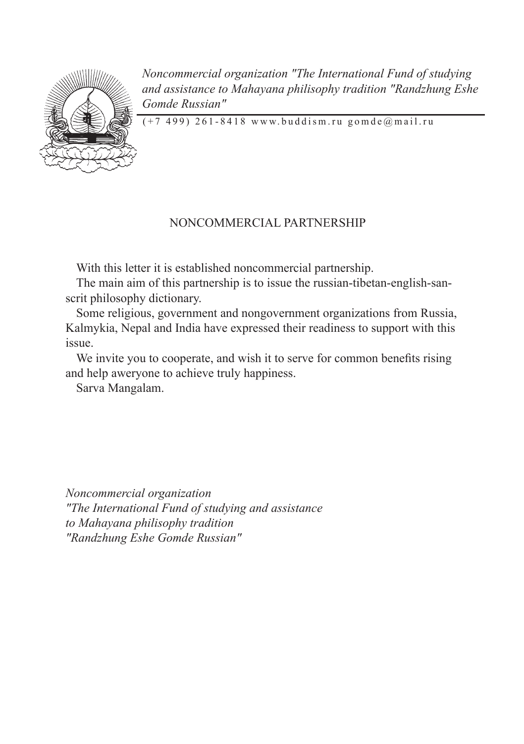*Noncommercial organization "The International Fund of studying and assistance to Mahayana philisophy tradition "Randzhung Eshe Gomde Russian"*

(+7 499) 261-8418 www.buddism.ru gomde@mail.ru

# NONCOMMERCIAL PARTNERSHIP

With this letter it is established noncommercial partnership.

The main aim of this partnership is to issue the russian-tibetan-english-sanscrit philosophy dictionary.

Some religious, government and nongovernment organizations from Russia, Kalmykia, Nepal and India have expressed their readiness to support with this issue.

We invite you to cooperate, and wish it to serve for common benefits rising and help aweryone to achieve truly happiness.

Sarva Mangalam.

*Noncommercial organization*
*"The International Fund of studying and assistance*
*to Mahayana philisophy tradition*
*"Randzhung Eshe Gomde Russian"*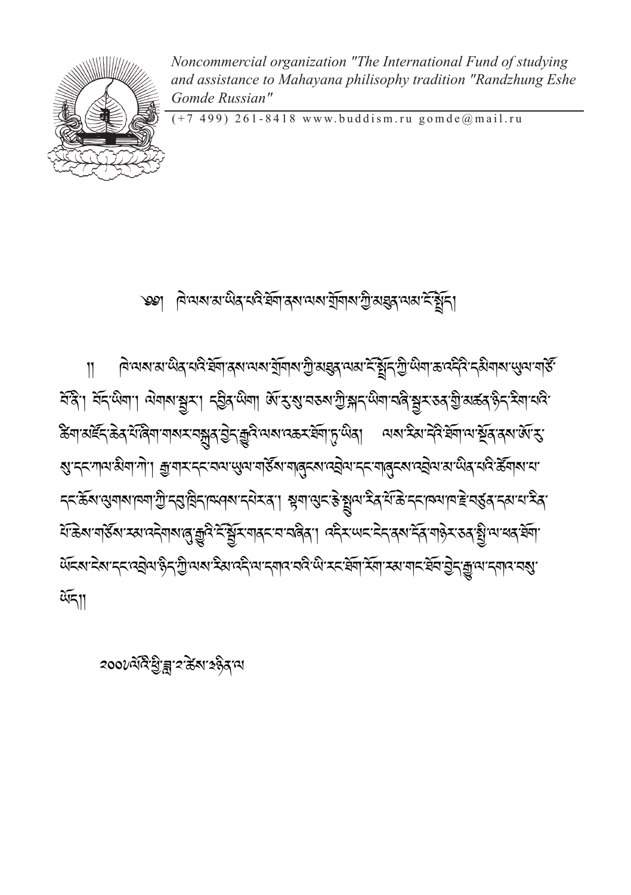*Noncommercial organization "The International Fund of studying and assistance to Mahayana philisophy tradition "Randzhung Eshe Gomde Russian"*

(+7 499) 261-8418 www.buddism.ru gomde@mail.ru

# ༄༅། ཁེ་ལས་མ་ཡིན་པའི་ཐོག་ནས་ལས་གྲོགས་ཀྱི་མཐུན་ལམ་ཐེ་སྒྲོད།

༎ ཁེ་ལས་མ་ཡིན་པའི་ཐོག་ནས་ལས་གྲོགས་ཀྱི་མཐུན་ལམ་ཐེ་སྒྲོད་ཀྱི་ཡིག་ཆ་འདིའི་དམིགས་ཡུལ་གཙོ་བོ་ནི། བོད་ཡིག། ལེགས་སྦྱར། དབྱིན་ཡིག། ཨོ་རུ་སུ་བཅས་ཀྱི་སྐད་ཡིག་བཞི་སྦྱར་ཅན་གྱི་མཚན་ཉིད་རིག་པའི་ཚིག་མཛོད་ཆེན་པོ་ཞིག་གསར་བསྐྲུན་བྱེད་རྒྱུའི་ལས་འཆར་ཐོག་ཏུ་ཡིན། ལས་རིམ་དེའི་ཐོག་ལ་སྟོན་ནས་ཨོ་རུ་སུ་དང་ཀལ་མིག་ཀེ། རྒྱ་གར་དང་བལ་ཡུལ་གཙོས་གཞུངས་འབྲེལ་དང་གཞུངས་འབྲེལ་མ་ཡིན་པའི་ཚོགས་པ་དང་ཆོས་ལུགས་ཁག་གི་དབུ་ཁྲིད་ཁེལས་དཔེར་ན། སྟག་ལུང་རྗེ་སྤྲུལ་རིན་པོ་ཆེ་དང་ཁམ་ཁ་རྗེ་བཙུན་དམ་པ་རིན་པོ་ཆེས་གཙོས་རམ་འདེགས་ཞུ་རྒྱུའི་ཐེ་སྒྲོར་གནང་བ་བཞིན། འདིར་ཡང་དེད་ནས་དོན་གཉེར་ཅན་སྤྱི་ལ་ཕན་ཐོག་ཡོངས་རིས་དང་འབྲེལ་ཉིད་ཀྱི་ལས་རིམ་འདི་ལ་དགའ་བའི་ཡི་རང་ཐོག་རོག་རམ་གང་ཐོབ་བྱེད་རྒྱུ་ལ་དགའ་བསུ་ཡོད༎

༢༠༠༨ལོའི་ཕྱི་ཟླ་༢ཚེས་༣ཉིན་ལ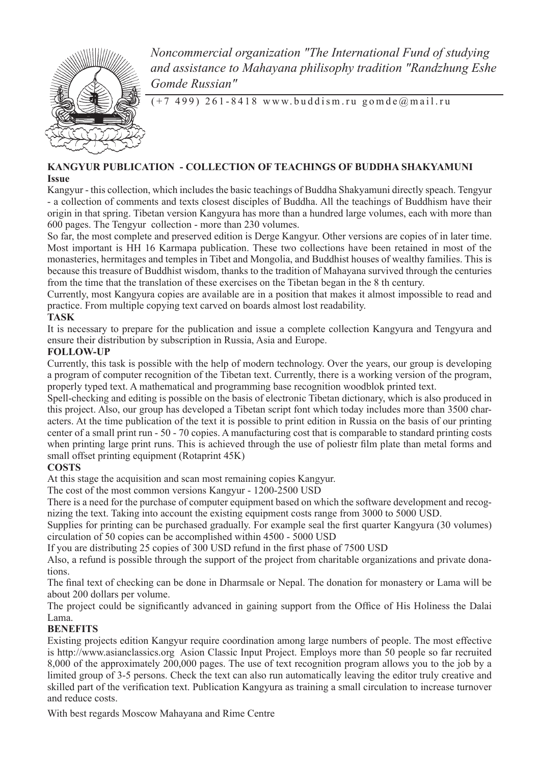*Noncommercial organization "The International Fund of studying and assistance to Mahayana philisophy tradition "Randzhung Eshe Gomde Russian"*

(+7 499) 261-8418 www.buddism.ru gomde@mail.ru

**KANGYUR PUBLICATION - COLLECTION OF TEACHINGS OF BUDDHA SHAKYAMUNI**

**Issue**

Kangyur - this collection, which includes the basic teachings of Buddha Shakyamuni directly speach. Tengyur - a collection of comments and texts closest disciples of Buddha. All the teachings of Buddhism have their origin in that spring. Tibetan version Kangyura has more than a hundred large volumes, each with more than 600 pages. The Tengyur collection - more than 230 volumes.

So far, the most complete and preserved edition is Derge Kangyur. Other versions are copies of in later time. Most important is HH 16 Karmapa publication. These two collections have been retained in most of the monasteries, hermitages and temples in Tibet and Mongolia, and Buddhist houses of wealthy families. This is because this treasure of Buddhist wisdom, thanks to the tradition of Mahayana survived through the centuries from the time that the translation of these exercises on the Tibetan began in the 8 th century.

Currently, most Kangyura copies are available are in a position that makes it almost impossible to read and practice. From multiple copying text carved on boards almost lost readability.

**TASK**

It is necessary to prepare for the publication and issue a complete collection Kangyura and Tengyura and ensure their distribution by subscription in Russia, Asia and Europe.

**FOLLOW-UP**

Currently, this task is possible with the help of modern technology. Over the years, our group is developing a program of computer recognition of the Tibetan text. Currently, there is a working version of the program, properly typed text. A mathematical and programming base recognition woodblok printed text.

Spell-checking and editing is possible on the basis of electronic Tibetan dictionary, which is also produced in this project. Also, our group has developed a Tibetan script font which today includes more than 3500 characters. At the time publication of the text it is possible to print edition in Russia on the basis of our printing center of a small print run - 50 - 70 copies. A manufacturing cost that is comparable to standard printing costs when printing large print runs. This is achieved through the use of poliestr film plate than metal forms and small offset printing equipment (Rotaprint 45K)

**COSTS**

At this stage the acquisition and scan most remaining copies Kangyur.

The cost of the most common versions Kangyur - 1200-2500 USD

There is a need for the purchase of computer equipment based on which the software development and recognizing the text. Taking into account the existing equipment costs range from 3000 to 5000 USD.

Supplies for printing can be purchased gradually. For example seal the first quarter Kangyura (30 volumes) circulation of 50 copies can be accomplished within 4500 - 5000 USD

If you are distributing 25 copies of 300 USD refund in the first phase of 7500 USD

Also, a refund is possible through the support of the project from charitable organizations and private donations.

The final text of checking can be done in Dharmsale or Nepal. The donation for monastery or Lama will be about 200 dollars per volume.

The project could be significantly advanced in gaining support from the Office of His Holiness the Dalai Lama.

**BENEFITS**

Existing projects edition Kangyur require coordination among large numbers of people. The most effective is http://www.asianclassics.org Asion Classic Input Project. Employs more than 50 people so far recruited 8,000 of the approximately 200,000 pages. The use of text recognition program allows you to the job by a limited group of 3-5 persons. Check the text can also run automatically leaving the editor truly creative and skilled part of the verification text. Publication Kangyura as training a small circulation to increase turnover and reduce costs.

With best regards Moscow Mahayana and Rime Centre